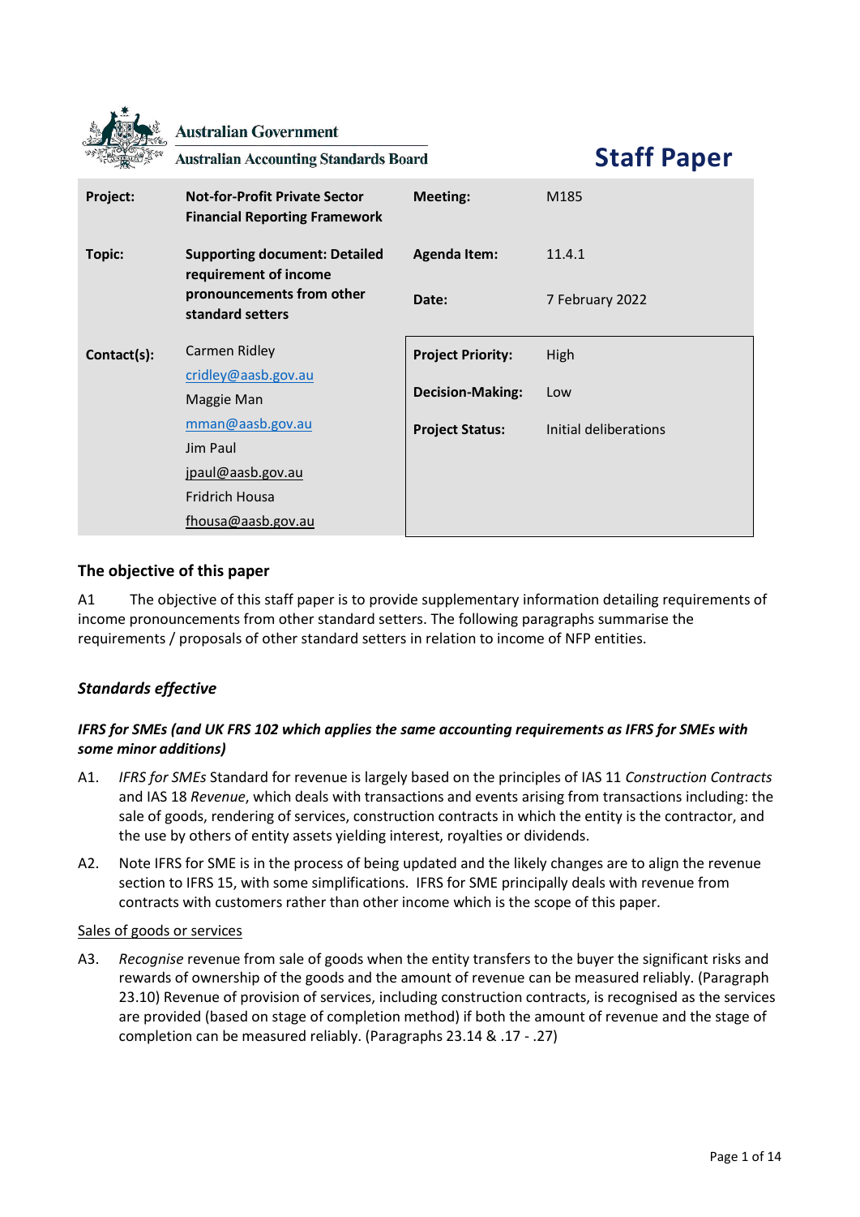Australian Government

Australian Accounting Standards Board

# Staff Paper

| | | | |
|---|---|---|---|
| **Project:** | **Not-for-Profit Private Sector Financial Reporting Framework** | **Meeting:** | M185 |
| **Topic:** | **Supporting document: Detailed requirement of income pronouncements from other standard setters** | **Agenda Item:** | 11.4.1 |
| | | **Date:** | 7 February 2022 |
| **Contact(s):** | Carmen Ridley<br>cridley@aasb.gov.au<br>Maggie Man<br>mman@aasb.gov.au<br>Jim Paul<br>jpaul@aasb.gov.au<br>Fridrich Housa<br>fhousa@aasb.gov.au | **Project Priority:** | High |
| | | **Decision-Making:** | Low |
| | | **Project Status:** | Initial deliberations |

## The objective of this paper

A1 The objective of this staff paper is to provide supplementary information detailing requirements of income pronouncements from other standard setters. The following paragraphs summarise the requirements / proposals of other standard setters in relation to income of NFP entities.

## *Standards effective*

### *IFRS for SMEs (and UK FRS 102 which applies the same accounting requirements as IFRS for SMEs with some minor additions)*

A1. *IFRS for SMEs* Standard for revenue is largely based on the principles of IAS 11 *Construction Contracts* and IAS 18 *Revenue*, which deals with transactions and events arising from transactions including: the sale of goods, rendering of services, construction contracts in which the entity is the contractor, and the use by others of entity assets yielding interest, royalties or dividends.

A2. Note IFRS for SME is in the process of being updated and the likely changes are to align the revenue section to IFRS 15, with some simplifications. IFRS for SME principally deals with revenue from contracts with customers rather than other income which is the scope of this paper.

<u>Sales of goods or services</u>

A3. *Recognise* revenue from sale of goods when the entity transfers to the buyer the significant risks and rewards of ownership of the goods and the amount of revenue can be measured reliably. (Paragraph 23.10) Revenue of provision of services, including construction contracts, is recognised as the services are provided (based on stage of completion method) if both the amount of revenue and the stage of completion can be measured reliably. (Paragraphs 23.14 & .17 - .27)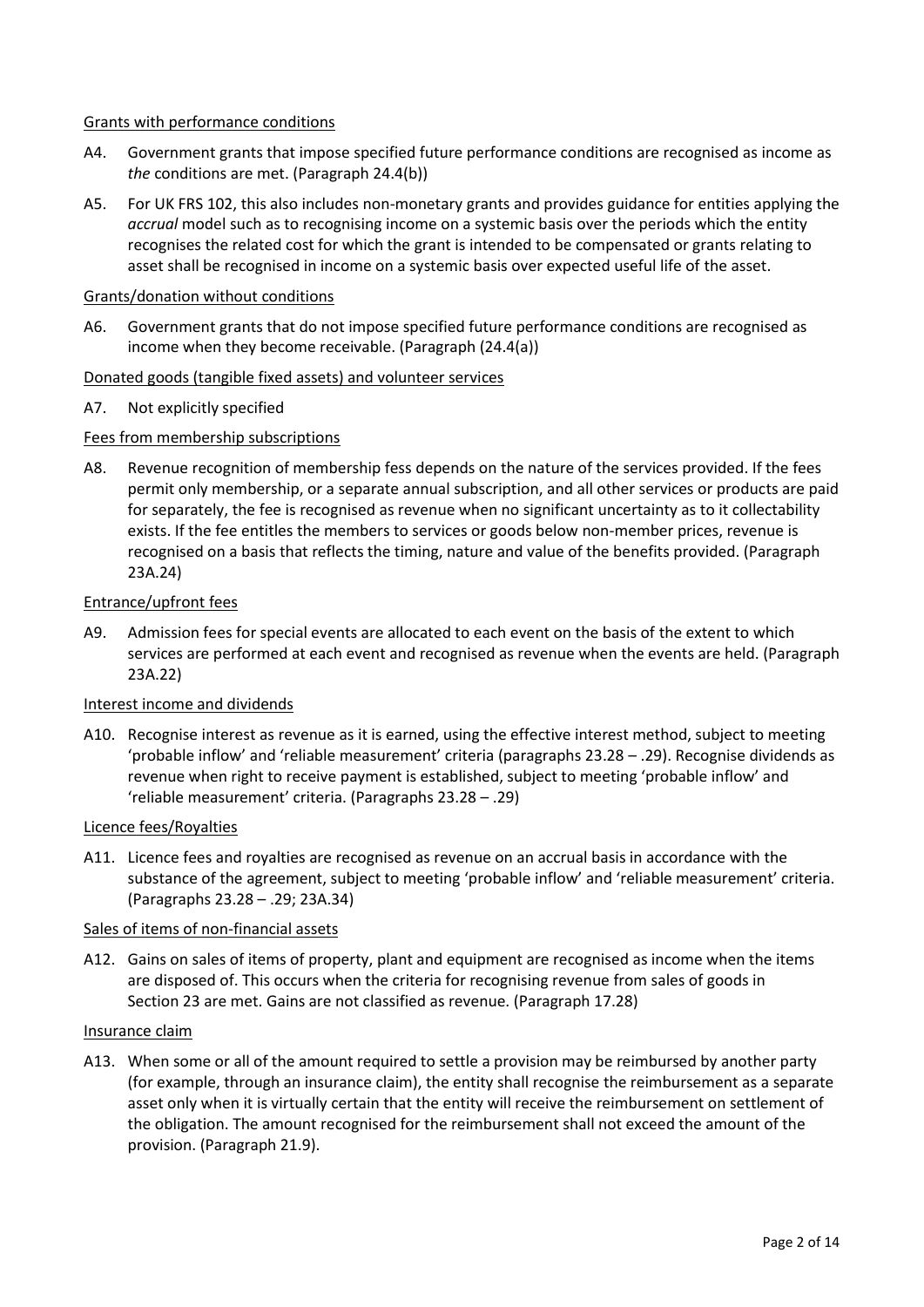Grants with performance conditions

A4. Government grants that impose specified future performance conditions are recognised as income as *the* conditions are met. (Paragraph 24.4(b))

A5. For UK FRS 102, this also includes non-monetary grants and provides guidance for entities applying the *accrual* model such as to recognising income on a systemic basis over the periods which the entity recognises the related cost for which the grant is intended to be compensated or grants relating to asset shall be recognised in income on a systemic basis over expected useful life of the asset.

Grants/donation without conditions

A6. Government grants that do not impose specified future performance conditions are recognised as income when they become receivable. (Paragraph (24.4(a))

Donated goods (tangible fixed assets) and volunteer services

A7. Not explicitly specified

Fees from membership subscriptions

A8. Revenue recognition of membership fess depends on the nature of the services provided. If the fees permit only membership, or a separate annual subscription, and all other services or products are paid for separately, the fee is recognised as revenue when no significant uncertainty as to it collectability exists. If the fee entitles the members to services or goods below non-member prices, revenue is recognised on a basis that reflects the timing, nature and value of the benefits provided. (Paragraph 23A.24)

Entrance/upfront fees

A9. Admission fees for special events are allocated to each event on the basis of the extent to which services are performed at each event and recognised as revenue when the events are held. (Paragraph 23A.22)

Interest income and dividends

A10. Recognise interest as revenue as it is earned, using the effective interest method, subject to meeting 'probable inflow' and 'reliable measurement' criteria (paragraphs 23.28 – .29). Recognise dividends as revenue when right to receive payment is established, subject to meeting 'probable inflow' and 'reliable measurement' criteria. (Paragraphs 23.28 – .29)

Licence fees/Royalties

A11. Licence fees and royalties are recognised as revenue on an accrual basis in accordance with the substance of the agreement, subject to meeting 'probable inflow' and 'reliable measurement' criteria. (Paragraphs 23.28 – .29; 23A.34)

Sales of items of non-financial assets

A12. Gains on sales of items of property, plant and equipment are recognised as income when the items are disposed of. This occurs when the criteria for recognising revenue from sales of goods in Section 23 are met. Gains are not classified as revenue. (Paragraph 17.28)

Insurance claim

A13. When some or all of the amount required to settle a provision may be reimbursed by another party (for example, through an insurance claim), the entity shall recognise the reimbursement as a separate asset only when it is virtually certain that the entity will receive the reimbursement on settlement of the obligation. The amount recognised for the reimbursement shall not exceed the amount of the provision. (Paragraph 21.9).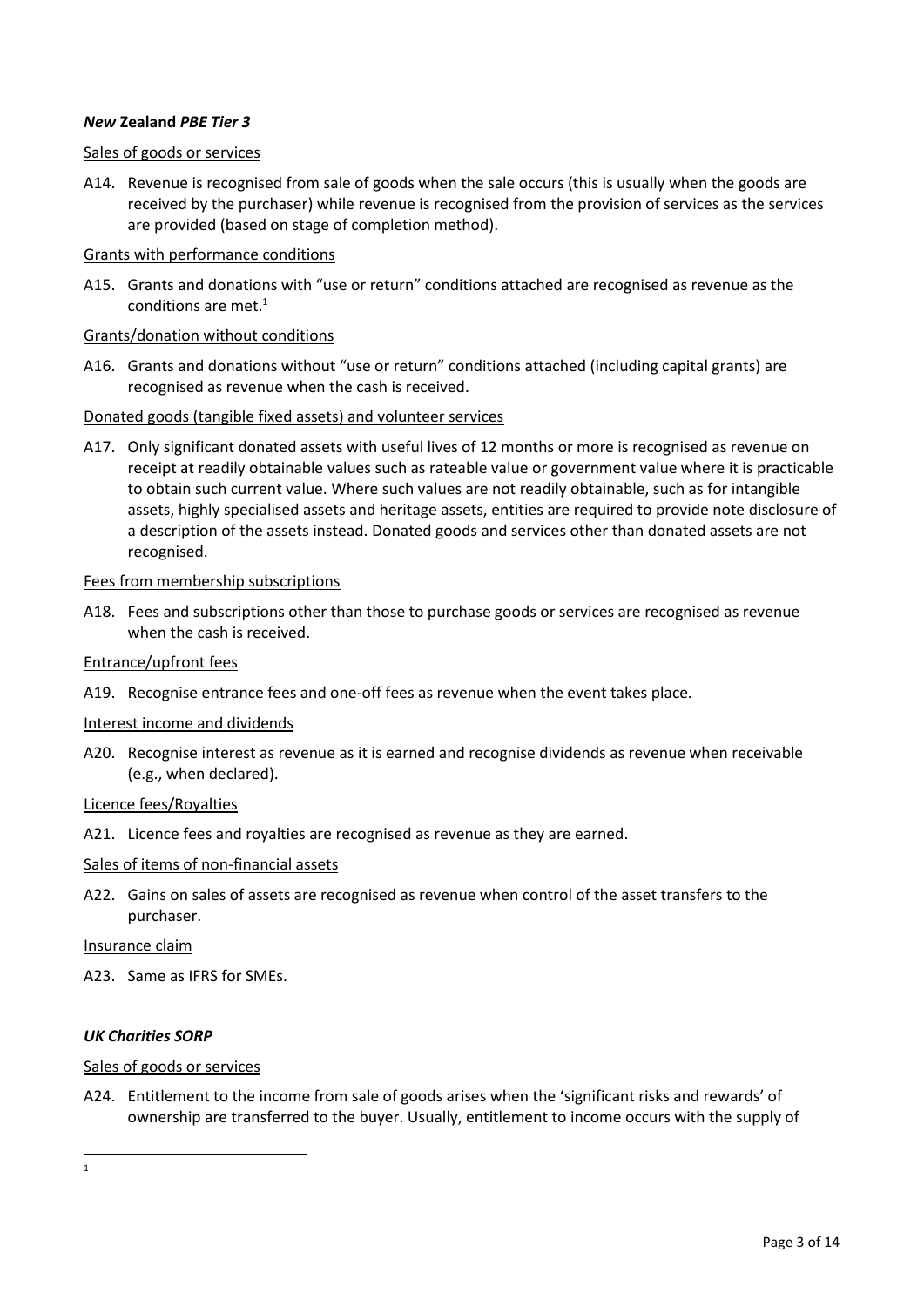### ***New* Zealand *PBE Tier 3***

Sales of goods or services

A14. Revenue is recognised from sale of goods when the sale occurs (this is usually when the goods are received by the purchaser) while revenue is recognised from the provision of services as the services are provided (based on stage of completion method).

Grants with performance conditions

A15. Grants and donations with "use or return" conditions attached are recognised as revenue as the conditions are met.[1]

Grants/donation without conditions

A16. Grants and donations without "use or return" conditions attached (including capital grants) are recognised as revenue when the cash is received.

Donated goods (tangible fixed assets) and volunteer services

A17. Only significant donated assets with useful lives of 12 months or more is recognised as revenue on receipt at readily obtainable values such as rateable value or government value where it is practicable to obtain such current value. Where such values are not readily obtainable, such as for intangible assets, highly specialised assets and heritage assets, entities are required to provide note disclosure of a description of the assets instead. Donated goods and services other than donated assets are not recognised.

Fees from membership subscriptions

A18. Fees and subscriptions other than those to purchase goods or services are recognised as revenue when the cash is received.

Entrance/upfront fees

A19. Recognise entrance fees and one-off fees as revenue when the event takes place.

Interest income and dividends

A20. Recognise interest as revenue as it is earned and recognise dividends as revenue when receivable (e.g., when declared).

Licence fees/Royalties

A21. Licence fees and royalties are recognised as revenue as they are earned.

Sales of items of non-financial assets

A22. Gains on sales of assets are recognised as revenue when control of the asset transfers to the purchaser.

Insurance claim

A23. Same as IFRS for SMEs.

### ***UK Charities SORP***

Sales of goods or services

A24. Entitlement to the income from sale of goods arises when the 'significant risks and rewards' of ownership are transferred to the buyer. Usually, entitlement to income occurs with the supply of

---

[1]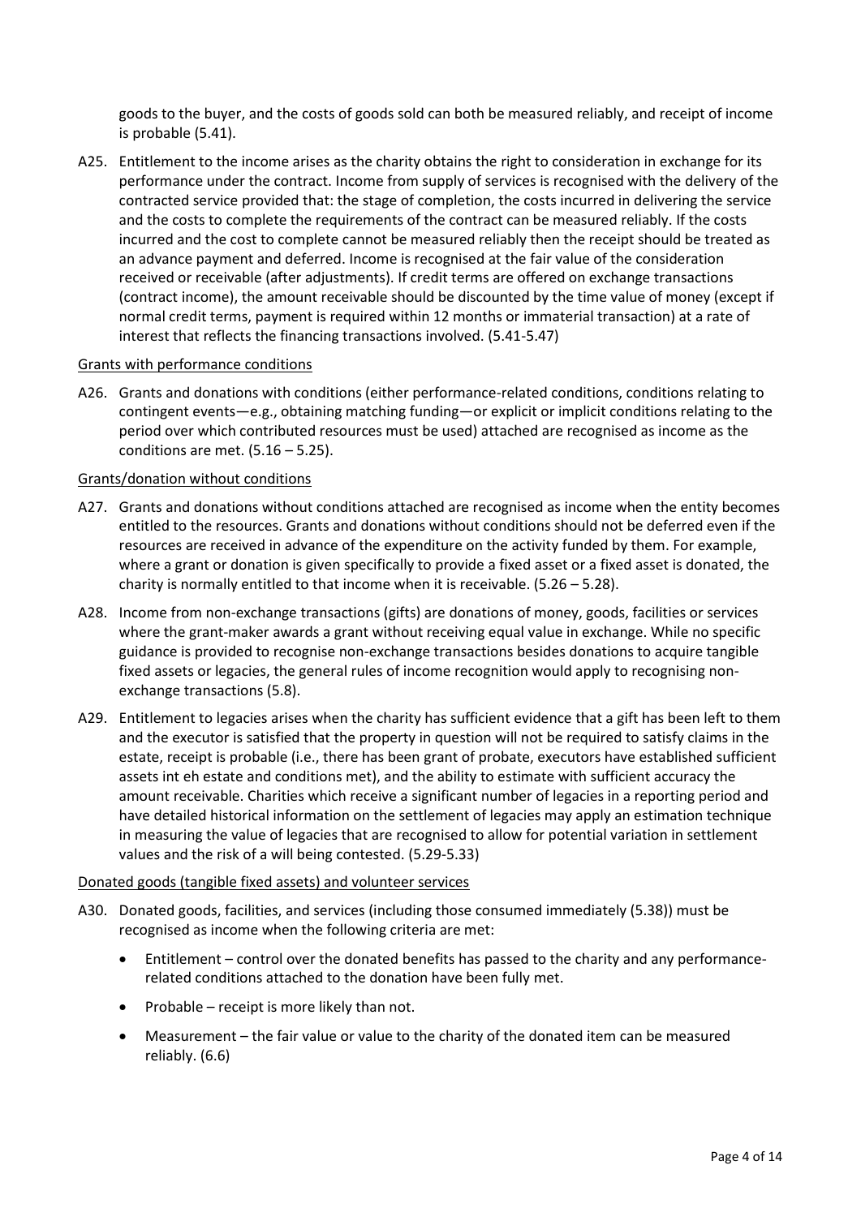goods to the buyer, and the costs of goods sold can both be measured reliably, and receipt of income is probable (5.41).

A25. Entitlement to the income arises as the charity obtains the right to consideration in exchange for its performance under the contract. Income from supply of services is recognised with the delivery of the contracted service provided that: the stage of completion, the costs incurred in delivering the service and the costs to complete the requirements of the contract can be measured reliably. If the costs incurred and the cost to complete cannot be measured reliably then the receipt should be treated as an advance payment and deferred. Income is recognised at the fair value of the consideration received or receivable (after adjustments). If credit terms are offered on exchange transactions (contract income), the amount receivable should be discounted by the time value of money (except if normal credit terms, payment is required within 12 months or immaterial transaction) at a rate of interest that reflects the financing transactions involved. (5.41-5.47)

<u>Grants with performance conditions</u>

A26. Grants and donations with conditions (either performance-related conditions, conditions relating to contingent events—e.g., obtaining matching funding—or explicit or implicit conditions relating to the period over which contributed resources must be used) attached are recognised as income as the conditions are met. (5.16 – 5.25).

<u>Grants/donation without conditions</u>

A27. Grants and donations without conditions attached are recognised as income when the entity becomes entitled to the resources. Grants and donations without conditions should not be deferred even if the resources are received in advance of the expenditure on the activity funded by them. For example, where a grant or donation is given specifically to provide a fixed asset or a fixed asset is donated, the charity is normally entitled to that income when it is receivable. (5.26 – 5.28).

A28. Income from non-exchange transactions (gifts) are donations of money, goods, facilities or services where the grant-maker awards a grant without receiving equal value in exchange. While no specific guidance is provided to recognise non-exchange transactions besides donations to acquire tangible fixed assets or legacies, the general rules of income recognition would apply to recognising non-exchange transactions (5.8).

A29. Entitlement to legacies arises when the charity has sufficient evidence that a gift has been left to them and the executor is satisfied that the property in question will not be required to satisfy claims in the estate, receipt is probable (i.e., there has been grant of probate, executors have established sufficient assets int eh estate and conditions met), and the ability to estimate with sufficient accuracy the amount receivable. Charities which receive a significant number of legacies in a reporting period and have detailed historical information on the settlement of legacies may apply an estimation technique in measuring the value of legacies that are recognised to allow for potential variation in settlement values and the risk of a will being contested. (5.29-5.33)

<u>Donated goods (tangible fixed assets) and volunteer services</u>

A30. Donated goods, facilities, and services (including those consumed immediately (5.38)) must be recognised as income when the following criteria are met:

- Entitlement – control over the donated benefits has passed to the charity and any performance-related conditions attached to the donation have been fully met.
- Probable – receipt is more likely than not.
- Measurement – the fair value or value to the charity of the donated item can be measured reliably. (6.6)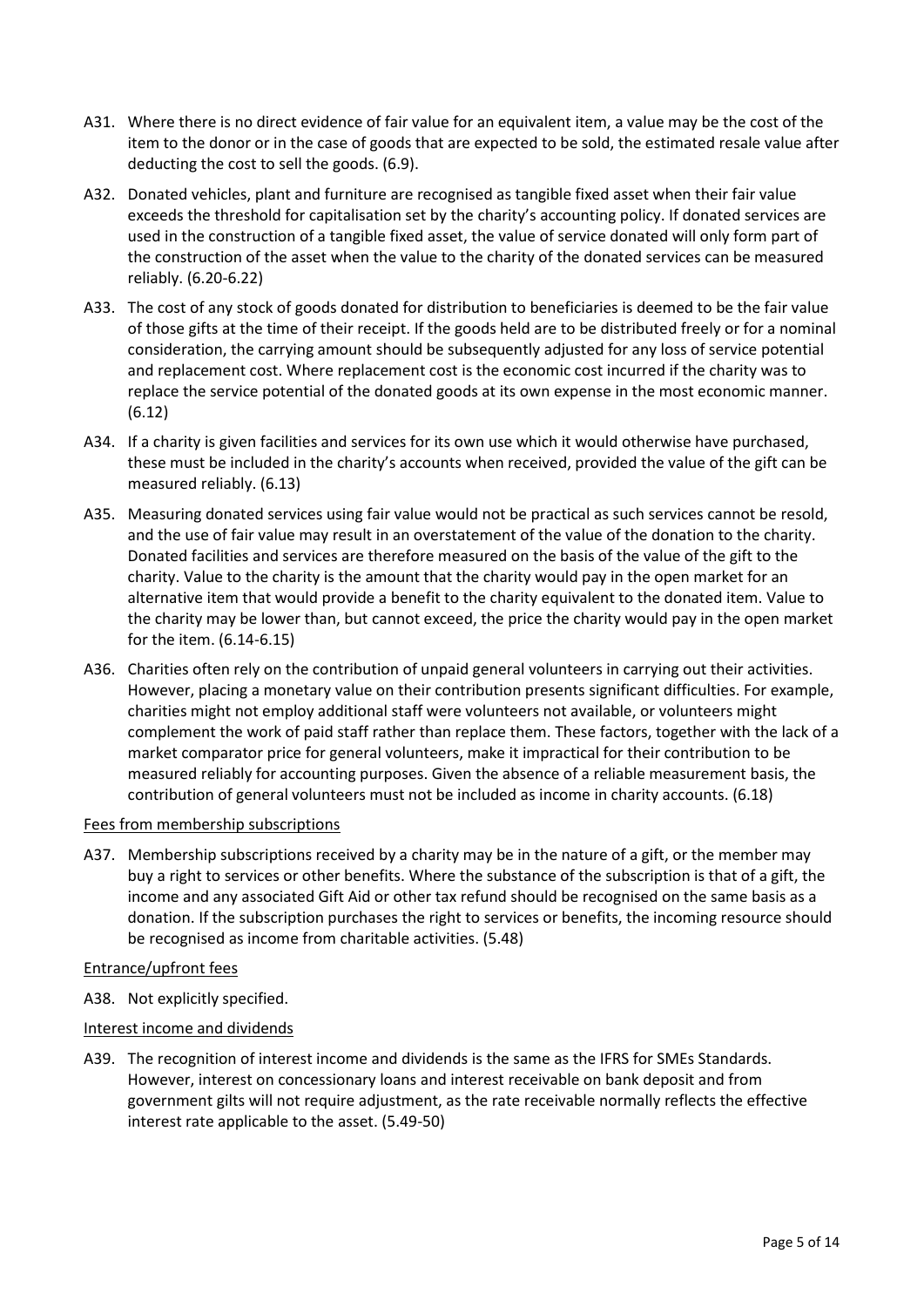A31. Where there is no direct evidence of fair value for an equivalent item, a value may be the cost of the item to the donor or in the case of goods that are expected to be sold, the estimated resale value after deducting the cost to sell the goods. (6.9).

A32. Donated vehicles, plant and furniture are recognised as tangible fixed asset when their fair value exceeds the threshold for capitalisation set by the charity's accounting policy. If donated services are used in the construction of a tangible fixed asset, the value of service donated will only form part of the construction of the asset when the value to the charity of the donated services can be measured reliably. (6.20-6.22)

A33. The cost of any stock of goods donated for distribution to beneficiaries is deemed to be the fair value of those gifts at the time of their receipt. If the goods held are to be distributed freely or for a nominal consideration, the carrying amount should be subsequently adjusted for any loss of service potential and replacement cost. Where replacement cost is the economic cost incurred if the charity was to replace the service potential of the donated goods at its own expense in the most economic manner. (6.12)

A34. If a charity is given facilities and services for its own use which it would otherwise have purchased, these must be included in the charity's accounts when received, provided the value of the gift can be measured reliably. (6.13)

A35. Measuring donated services using fair value would not be practical as such services cannot be resold, and the use of fair value may result in an overstatement of the value of the donation to the charity. Donated facilities and services are therefore measured on the basis of the value of the gift to the charity. Value to the charity is the amount that the charity would pay in the open market for an alternative item that would provide a benefit to the charity equivalent to the donated item. Value to the charity may be lower than, but cannot exceed, the price the charity would pay in the open market for the item. (6.14-6.15)

A36. Charities often rely on the contribution of unpaid general volunteers in carrying out their activities. However, placing a monetary value on their contribution presents significant difficulties. For example, charities might not employ additional staff were volunteers not available, or volunteers might complement the work of paid staff rather than replace them. These factors, together with the lack of a market comparator price for general volunteers, make it impractical for their contribution to be measured reliably for accounting purposes. Given the absence of a reliable measurement basis, the contribution of general volunteers must not be included as income in charity accounts. (6.18)

<u>Fees from membership subscriptions</u>

A37. Membership subscriptions received by a charity may be in the nature of a gift, or the member may buy a right to services or other benefits. Where the substance of the subscription is that of a gift, the income and any associated Gift Aid or other tax refund should be recognised on the same basis as a donation. If the subscription purchases the right to services or benefits, the incoming resource should be recognised as income from charitable activities. (5.48)

<u>Entrance/upfront fees</u>

A38. Not explicitly specified.

<u>Interest income and dividends</u>

A39. The recognition of interest income and dividends is the same as the IFRS for SMEs Standards. However, interest on concessionary loans and interest receivable on bank deposit and from government gilts will not require adjustment, as the rate receivable normally reflects the effective interest rate applicable to the asset. (5.49-50)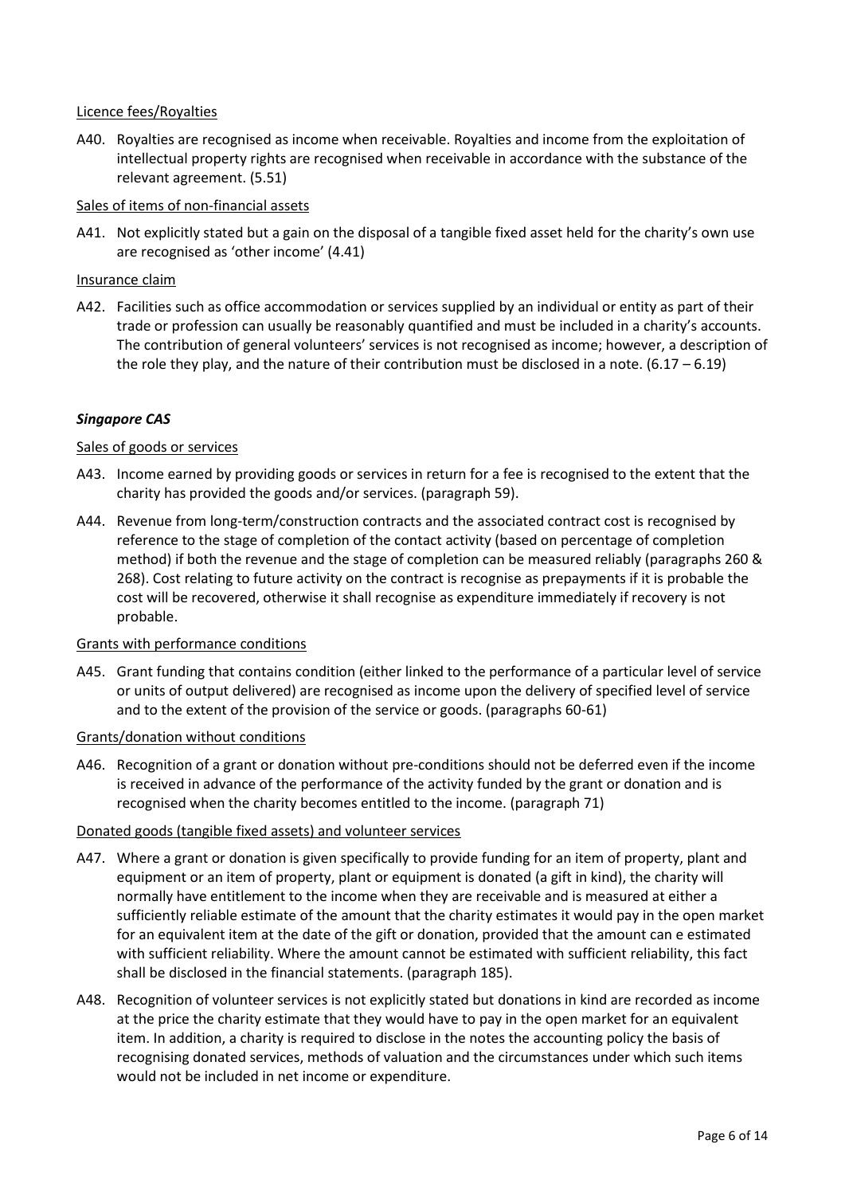Licence fees/Royalties

A40. Royalties are recognised as income when receivable. Royalties and income from the exploitation of intellectual property rights are recognised when receivable in accordance with the substance of the relevant agreement. (5.51)

Sales of items of non-financial assets

A41. Not explicitly stated but a gain on the disposal of a tangible fixed asset held for the charity's own use are recognised as 'other income' (4.41)

Insurance claim

A42. Facilities such as office accommodation or services supplied by an individual or entity as part of their trade or profession can usually be reasonably quantified and must be included in a charity's accounts. The contribution of general volunteers' services is not recognised as income; however, a description of the role they play, and the nature of their contribution must be disclosed in a note. (6.17 – 6.19)

***Singapore CAS***

Sales of goods or services

A43. Income earned by providing goods or services in return for a fee is recognised to the extent that the charity has provided the goods and/or services. (paragraph 59).

A44. Revenue from long-term/construction contracts and the associated contract cost is recognised by reference to the stage of completion of the contact activity (based on percentage of completion method) if both the revenue and the stage of completion can be measured reliably (paragraphs 260 & 268). Cost relating to future activity on the contract is recognise as prepayments if it is probable the cost will be recovered, otherwise it shall recognise as expenditure immediately if recovery is not probable.

Grants with performance conditions

A45. Grant funding that contains condition (either linked to the performance of a particular level of service or units of output delivered) are recognised as income upon the delivery of specified level of service and to the extent of the provision of the service or goods. (paragraphs 60-61)

Grants/donation without conditions

A46. Recognition of a grant or donation without pre-conditions should not be deferred even if the income is received in advance of the performance of the activity funded by the grant or donation and is recognised when the charity becomes entitled to the income. (paragraph 71)

Donated goods (tangible fixed assets) and volunteer services

A47. Where a grant or donation is given specifically to provide funding for an item of property, plant and equipment or an item of property, plant or equipment is donated (a gift in kind), the charity will normally have entitlement to the income when they are receivable and is measured at either a sufficiently reliable estimate of the amount that the charity estimates it would pay in the open market for an equivalent item at the date of the gift or donation, provided that the amount can e estimated with sufficient reliability. Where the amount cannot be estimated with sufficient reliability, this fact shall be disclosed in the financial statements. (paragraph 185).

A48. Recognition of volunteer services is not explicitly stated but donations in kind are recorded as income at the price the charity estimate that they would have to pay in the open market for an equivalent item. In addition, a charity is required to disclose in the notes the accounting policy the basis of recognising donated services, methods of valuation and the circumstances under which such items would not be included in net income or expenditure.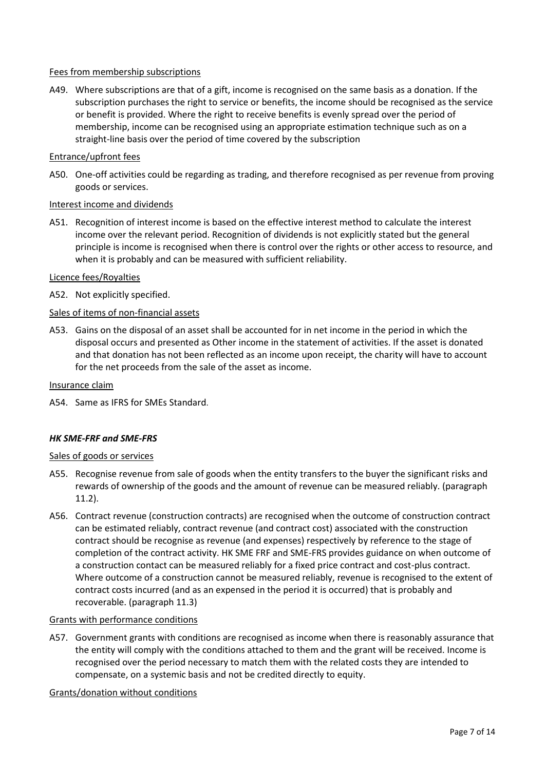Fees from membership subscriptions

A49. Where subscriptions are that of a gift, income is recognised on the same basis as a donation. If the subscription purchases the right to service or benefits, the income should be recognised as the service or benefit is provided. Where the right to receive benefits is evenly spread over the period of membership, income can be recognised using an appropriate estimation technique such as on a straight-line basis over the period of time covered by the subscription

Entrance/upfront fees

A50. One-off activities could be regarding as trading, and therefore recognised as per revenue from proving goods or services.

Interest income and dividends

A51. Recognition of interest income is based on the effective interest method to calculate the interest income over the relevant period. Recognition of dividends is not explicitly stated but the general principle is income is recognised when there is control over the rights or other access to resource, and when it is probably and can be measured with sufficient reliability.

Licence fees/Royalties

A52. Not explicitly specified.

Sales of items of non-financial assets

A53. Gains on the disposal of an asset shall be accounted for in net income in the period in which the disposal occurs and presented as Other income in the statement of activities. If the asset is donated and that donation has not been reflected as an income upon receipt, the charity will have to account for the net proceeds from the sale of the asset as income.

Insurance claim

A54. Same as IFRS for SMEs Standard.

***HK SME-FRF and SME-FRS***

Sales of goods or services

A55. Recognise revenue from sale of goods when the entity transfers to the buyer the significant risks and rewards of ownership of the goods and the amount of revenue can be measured reliably. (paragraph 11.2).

A56. Contract revenue (construction contracts) are recognised when the outcome of construction contract can be estimated reliably, contract revenue (and contract cost) associated with the construction contract should be recognise as revenue (and expenses) respectively by reference to the stage of completion of the contract activity. HK SME FRF and SME-FRS provides guidance on when outcome of a construction contact can be measured reliably for a fixed price contract and cost-plus contract. Where outcome of a construction cannot be measured reliably, revenue is recognised to the extent of contract costs incurred (and as an expensed in the period it is occurred) that is probably and recoverable. (paragraph 11.3)

Grants with performance conditions

A57. Government grants with conditions are recognised as income when there is reasonably assurance that the entity will comply with the conditions attached to them and the grant will be received. Income is recognised over the period necessary to match them with the related costs they are intended to compensate, on a systemic basis and not be credited directly to equity.

Grants/donation without conditions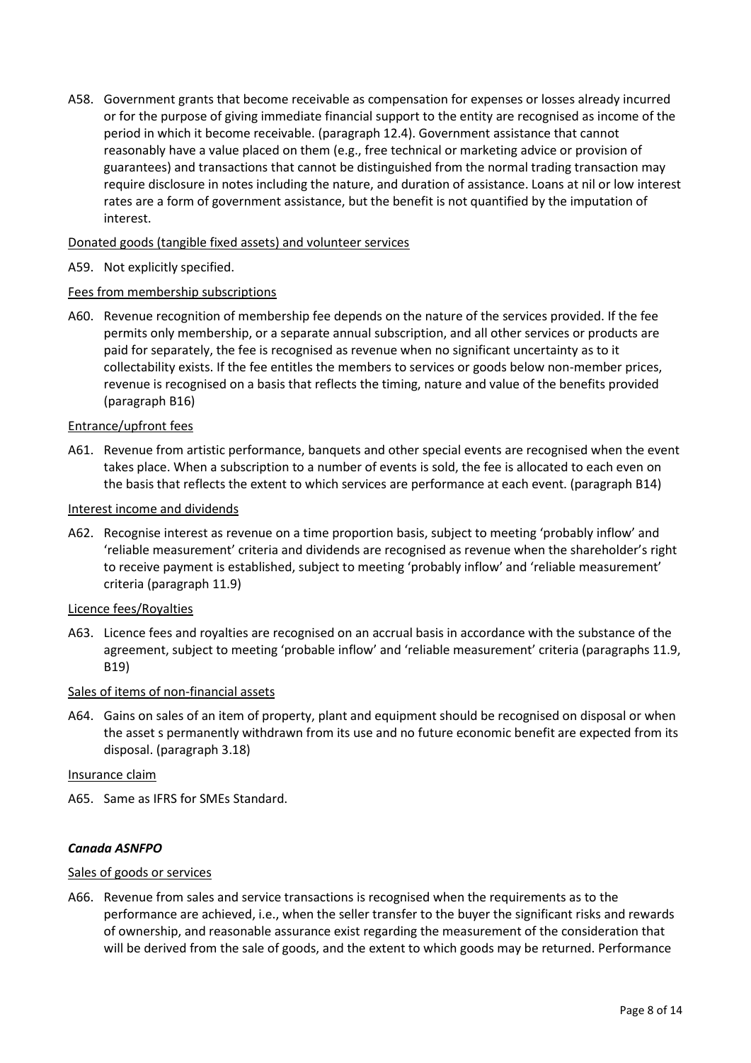A58. Government grants that become receivable as compensation for expenses or losses already incurred or for the purpose of giving immediate financial support to the entity are recognised as income of the period in which it become receivable. (paragraph 12.4). Government assistance that cannot reasonably have a value placed on them (e.g., free technical or marketing advice or provision of guarantees) and transactions that cannot be distinguished from the normal trading transaction may require disclosure in notes including the nature, and duration of assistance. Loans at nil or low interest rates are a form of government assistance, but the benefit is not quantified by the imputation of interest.

<u>Donated goods (tangible fixed assets) and volunteer services</u>

A59. Not explicitly specified.

<u>Fees from membership subscriptions</u>

A60. Revenue recognition of membership fee depends on the nature of the services provided. If the fee permits only membership, or a separate annual subscription, and all other services or products are paid for separately, the fee is recognised as revenue when no significant uncertainty as to it collectability exists. If the fee entitles the members to services or goods below non-member prices, revenue is recognised on a basis that reflects the timing, nature and value of the benefits provided (paragraph B16)

<u>Entrance/upfront fees</u>

A61. Revenue from artistic performance, banquets and other special events are recognised when the event takes place. When a subscription to a number of events is sold, the fee is allocated to each even on the basis that reflects the extent to which services are performance at each event. (paragraph B14)

<u>Interest income and dividends</u>

A62. Recognise interest as revenue on a time proportion basis, subject to meeting 'probably inflow' and 'reliable measurement' criteria and dividends are recognised as revenue when the shareholder's right to receive payment is established, subject to meeting 'probably inflow' and 'reliable measurement' criteria (paragraph 11.9)

<u>Licence fees/Royalties</u>

A63. Licence fees and royalties are recognised on an accrual basis in accordance with the substance of the agreement, subject to meeting 'probable inflow' and 'reliable measurement' criteria (paragraphs 11.9, B19)

<u>Sales of items of non-financial assets</u>

A64. Gains on sales of an item of property, plant and equipment should be recognised on disposal or when the asset s permanently withdrawn from its use and no future economic benefit are expected from its disposal. (paragraph 3.18)

<u>Insurance claim</u>

A65. Same as IFRS for SMEs Standard.

***Canada ASNFPO***

<u>Sales of goods or services</u>

A66. Revenue from sales and service transactions is recognised when the requirements as to the performance are achieved, i.e., when the seller transfer to the buyer the significant risks and rewards of ownership, and reasonable assurance exist regarding the measurement of the consideration that will be derived from the sale of goods, and the extent to which goods may be returned. Performance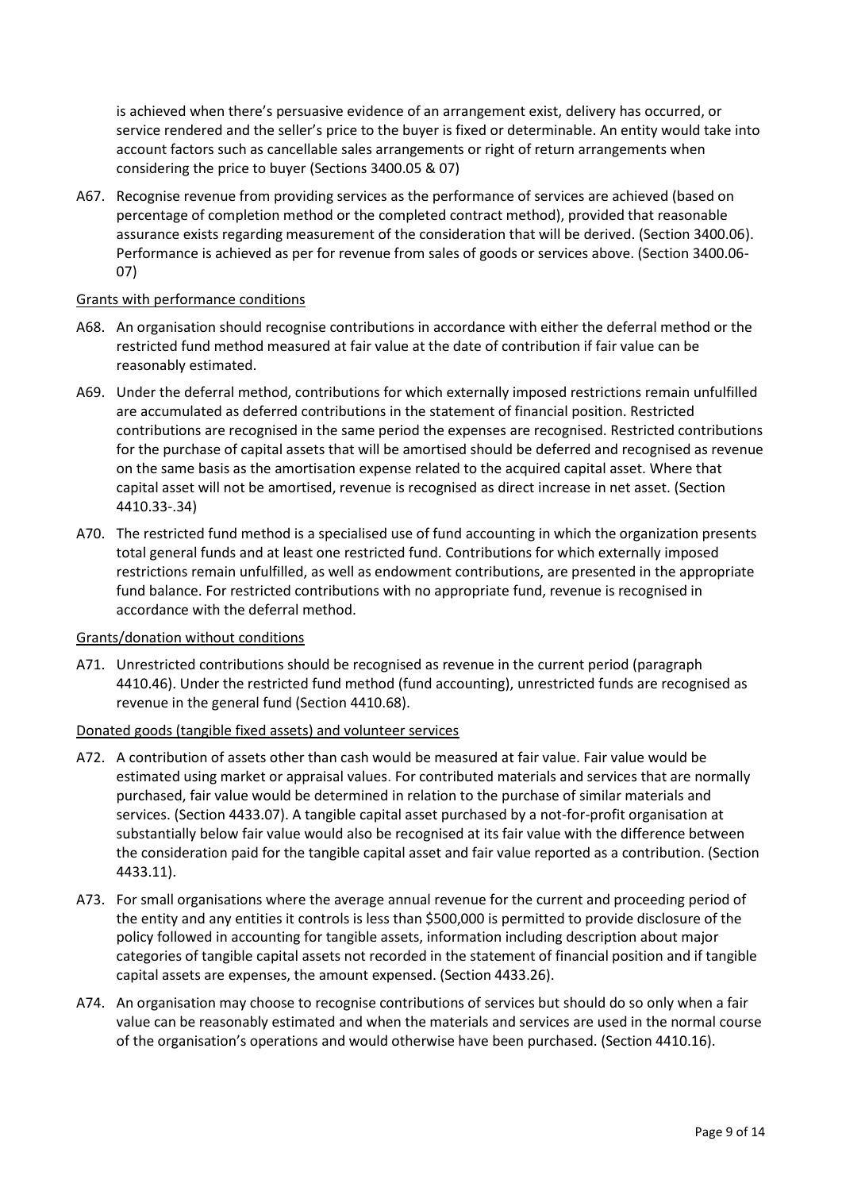is achieved when there's persuasive evidence of an arrangement exist, delivery has occurred, or service rendered and the seller's price to the buyer is fixed or determinable. An entity would take into account factors such as cancellable sales arrangements or right of return arrangements when considering the price to buyer (Sections 3400.05 & 07)

A67. Recognise revenue from providing services as the performance of services are achieved (based on percentage of completion method or the completed contract method), provided that reasonable assurance exists regarding measurement of the consideration that will be derived. (Section 3400.06). Performance is achieved as per for revenue from sales of goods or services above. (Section 3400.06-07)

Grants with performance conditions

A68. An organisation should recognise contributions in accordance with either the deferral method or the restricted fund method measured at fair value at the date of contribution if fair value can be reasonably estimated.

A69. Under the deferral method, contributions for which externally imposed restrictions remain unfulfilled are accumulated as deferred contributions in the statement of financial position. Restricted contributions are recognised in the same period the expenses are recognised. Restricted contributions for the purchase of capital assets that will be amortised should be deferred and recognised as revenue on the same basis as the amortisation expense related to the acquired capital asset. Where that capital asset will not be amortised, revenue is recognised as direct increase in net asset. (Section 4410.33-.34)

A70. The restricted fund method is a specialised use of fund accounting in which the organization presents total general funds and at least one restricted fund. Contributions for which externally imposed restrictions remain unfulfilled, as well as endowment contributions, are presented in the appropriate fund balance. For restricted contributions with no appropriate fund, revenue is recognised in accordance with the deferral method.

Grants/donation without conditions

A71. Unrestricted contributions should be recognised as revenue in the current period (paragraph 4410.46). Under the restricted fund method (fund accounting), unrestricted funds are recognised as revenue in the general fund (Section 4410.68).

Donated goods (tangible fixed assets) and volunteer services

A72. A contribution of assets other than cash would be measured at fair value. Fair value would be estimated using market or appraisal values. For contributed materials and services that are normally purchased, fair value would be determined in relation to the purchase of similar materials and services. (Section 4433.07). A tangible capital asset purchased by a not-for-profit organisation at substantially below fair value would also be recognised at its fair value with the difference between the consideration paid for the tangible capital asset and fair value reported as a contribution. (Section 4433.11).

A73. For small organisations where the average annual revenue for the current and proceeding period of the entity and any entities it controls is less than $500,000 is permitted to provide disclosure of the policy followed in accounting for tangible assets, information including description about major categories of tangible capital assets not recorded in the statement of financial position and if tangible capital assets are expenses, the amount expensed. (Section 4433.26).

A74. An organisation may choose to recognise contributions of services but should do so only when a fair value can be reasonably estimated and when the materials and services are used in the normal course of the organisation's operations and would otherwise have been purchased. (Section 4410.16).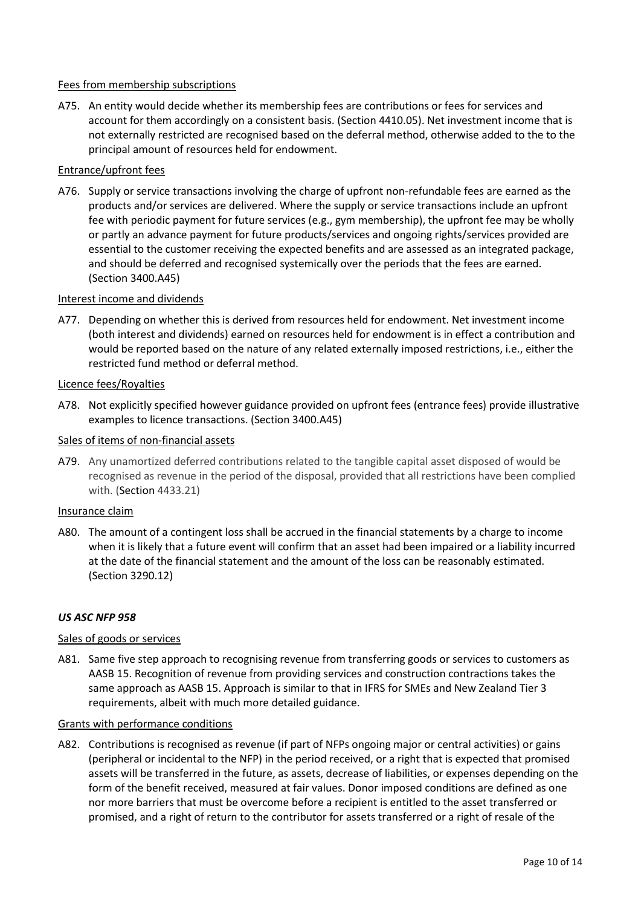Fees from membership subscriptions

A75. An entity would decide whether its membership fees are contributions or fees for services and account for them accordingly on a consistent basis. (Section 4410.05). Net investment income that is not externally restricted are recognised based on the deferral method, otherwise added to the to the principal amount of resources held for endowment.

Entrance/upfront fees

A76. Supply or service transactions involving the charge of upfront non-refundable fees are earned as the products and/or services are delivered. Where the supply or service transactions include an upfront fee with periodic payment for future services (e.g., gym membership), the upfront fee may be wholly or partly an advance payment for future products/services and ongoing rights/services provided are essential to the customer receiving the expected benefits and are assessed as an integrated package, and should be deferred and recognised systemically over the periods that the fees are earned. (Section 3400.A45)

Interest income and dividends

A77. Depending on whether this is derived from resources held for endowment. Net investment income (both interest and dividends) earned on resources held for endowment is in effect a contribution and would be reported based on the nature of any related externally imposed restrictions, i.e., either the restricted fund method or deferral method.

Licence fees/Royalties

A78. Not explicitly specified however guidance provided on upfront fees (entrance fees) provide illustrative examples to licence transactions. (Section 3400.A45)

Sales of items of non-financial assets

A79. Any unamortized deferred contributions related to the tangible capital asset disposed of would be recognised as revenue in the period of the disposal, provided that all restrictions have been complied with. (Section 4433.21)

Insurance claim

A80. The amount of a contingent loss shall be accrued in the financial statements by a charge to income when it is likely that a future event will confirm that an asset had been impaired or a liability incurred at the date of the financial statement and the amount of the loss can be reasonably estimated. (Section 3290.12)

***US ASC NFP 958***

Sales of goods or services

A81. Same five step approach to recognising revenue from transferring goods or services to customers as AASB 15. Recognition of revenue from providing services and construction contractions takes the same approach as AASB 15. Approach is similar to that in IFRS for SMEs and New Zealand Tier 3 requirements, albeit with much more detailed guidance.

Grants with performance conditions

A82. Contributions is recognised as revenue (if part of NFPs ongoing major or central activities) or gains (peripheral or incidental to the NFP) in the period received, or a right that is expected that promised assets will be transferred in the future, as assets, decrease of liabilities, or expenses depending on the form of the benefit received, measured at fair values. Donor imposed conditions are defined as one nor more barriers that must be overcome before a recipient is entitled to the asset transferred or promised, and a right of return to the contributor for assets transferred or a right of resale of the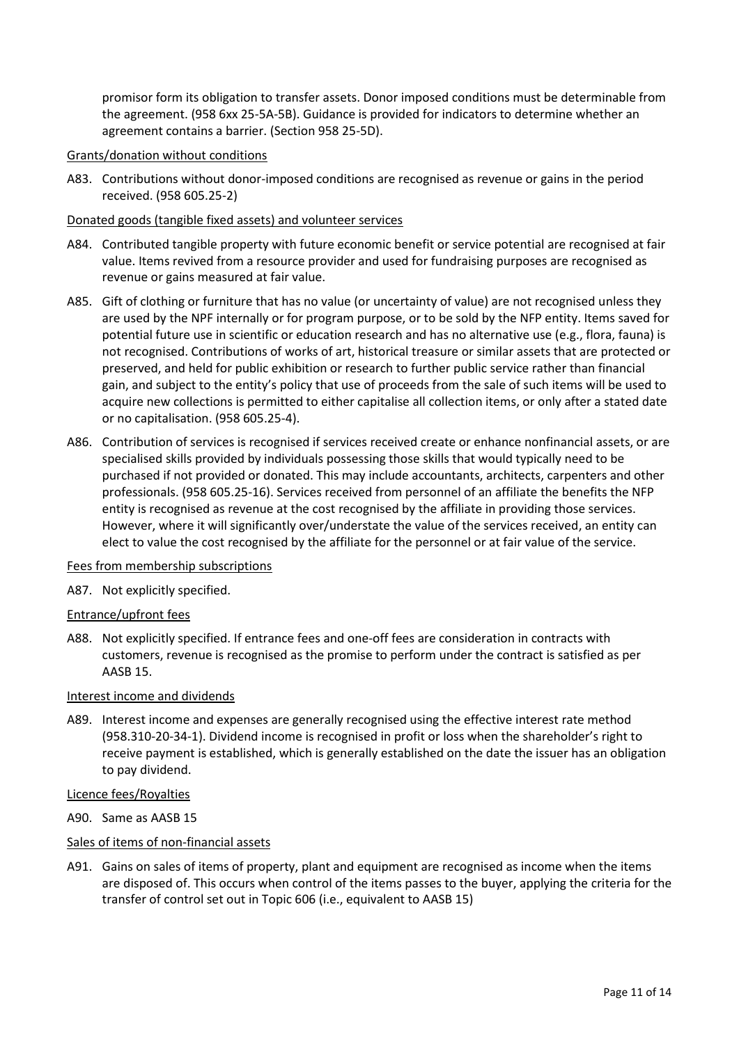promisor form its obligation to transfer assets. Donor imposed conditions must be determinable from the agreement. (958 6xx 25-5A-5B). Guidance is provided for indicators to determine whether an agreement contains a barrier. (Section 958 25-5D).

<u>Grants/donation without conditions</u>

A83. Contributions without donor-imposed conditions are recognised as revenue or gains in the period received. (958 605.25-2)

<u>Donated goods (tangible fixed assets) and volunteer services</u>

A84. Contributed tangible property with future economic benefit or service potential are recognised at fair value. Items revived from a resource provider and used for fundraising purposes are recognised as revenue or gains measured at fair value.

A85. Gift of clothing or furniture that has no value (or uncertainty of value) are not recognised unless they are used by the NPF internally or for program purpose, or to be sold by the NFP entity. Items saved for potential future use in scientific or education research and has no alternative use (e.g., flora, fauna) is not recognised. Contributions of works of art, historical treasure or similar assets that are protected or preserved, and held for public exhibition or research to further public service rather than financial gain, and subject to the entity's policy that use of proceeds from the sale of such items will be used to acquire new collections is permitted to either capitalise all collection items, or only after a stated date or no capitalisation. (958 605.25-4).

A86. Contribution of services is recognised if services received create or enhance nonfinancial assets, or are specialised skills provided by individuals possessing those skills that would typically need to be purchased if not provided or donated. This may include accountants, architects, carpenters and other professionals. (958 605.25-16). Services received from personnel of an affiliate the benefits the NFP entity is recognised as revenue at the cost recognised by the affiliate in providing those services. However, where it will significantly over/understate the value of the services received, an entity can elect to value the cost recognised by the affiliate for the personnel or at fair value of the service.

<u>Fees from membership subscriptions</u>

A87. Not explicitly specified.

<u>Entrance/upfront fees</u>

A88. Not explicitly specified. If entrance fees and one-off fees are consideration in contracts with customers, revenue is recognised as the promise to perform under the contract is satisfied as per AASB 15.

<u>Interest income and dividends</u>

A89. Interest income and expenses are generally recognised using the effective interest rate method (958.310-20-34-1). Dividend income is recognised in profit or loss when the shareholder's right to receive payment is established, which is generally established on the date the issuer has an obligation to pay dividend.

<u>Licence fees/Royalties</u>

A90. Same as AASB 15

<u>Sales of items of non-financial assets</u>

A91. Gains on sales of items of property, plant and equipment are recognised as income when the items are disposed of. This occurs when control of the items passes to the buyer, applying the criteria for the transfer of control set out in Topic 606 (i.e., equivalent to AASB 15)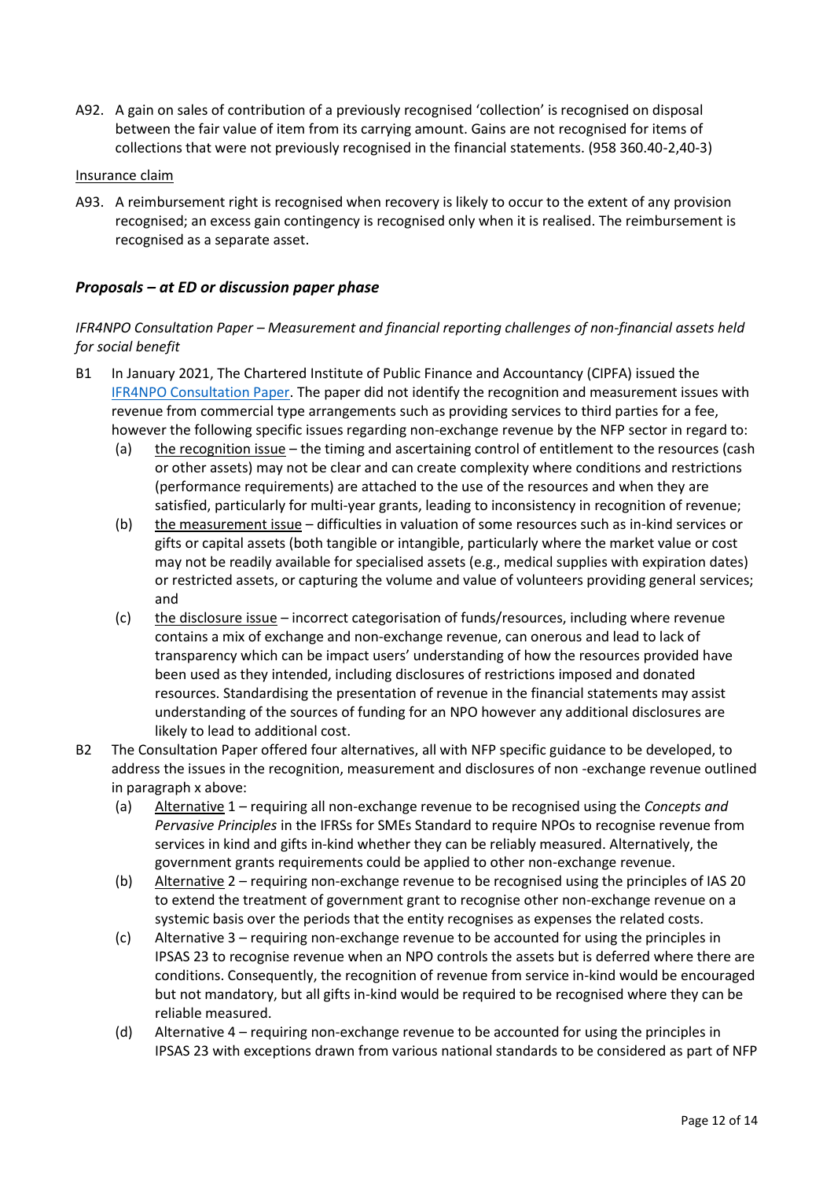A92. A gain on sales of contribution of a previously recognised 'collection' is recognised on disposal between the fair value of item from its carrying amount. Gains are not recognised for items of collections that were not previously recognised in the financial statements. (958 360.40-2,40-3)

Insurance claim

A93. A reimbursement right is recognised when recovery is likely to occur to the extent of any provision recognised; an excess gain contingency is recognised only when it is realised. The reimbursement is recognised as a separate asset.

### *Proposals – at ED or discussion paper phase*

*IFR4NPO Consultation Paper – Measurement and financial reporting challenges of non-financial assets held for social benefit*

B1 In January 2021, The Chartered Institute of Public Finance and Accountancy (CIPFA) issued the IFR4NPO Consultation Paper. The paper did not identify the recognition and measurement issues with revenue from commercial type arrangements such as providing services to third parties for a fee, however the following specific issues regarding non-exchange revenue by the NFP sector in regard to:

(a) the recognition issue – the timing and ascertaining control of entitlement to the resources (cash or other assets) may not be clear and can create complexity where conditions and restrictions (performance requirements) are attached to the use of the resources and when they are satisfied, particularly for multi-year grants, leading to inconsistency in recognition of revenue;

(b) the measurement issue – difficulties in valuation of some resources such as in-kind services or gifts or capital assets (both tangible or intangible, particularly where the market value or cost may not be readily available for specialised assets (e.g., medical supplies with expiration dates) or restricted assets, or capturing the volume and value of volunteers providing general services; and

(c) the disclosure issue – incorrect categorisation of funds/resources, including where revenue contains a mix of exchange and non-exchange revenue, can onerous and lead to lack of transparency which can be impact users' understanding of how the resources provided have been used as they intended, including disclosures of restrictions imposed and donated resources. Standardising the presentation of revenue in the financial statements may assist understanding of the sources of funding for an NPO however any additional disclosures are likely to lead to additional cost.

B2 The Consultation Paper offered four alternatives, all with NFP specific guidance to be developed, to address the issues in the recognition, measurement and disclosures of non -exchange revenue outlined in paragraph x above:

(a) Alternative 1 – requiring all non-exchange revenue to be recognised using the *Concepts and Pervasive Principles* in the IFRSs for SMEs Standard to require NPOs to recognise revenue from services in kind and gifts in-kind whether they can be reliably measured. Alternatively, the government grants requirements could be applied to other non-exchange revenue.

(b) Alternative 2 – requiring non-exchange revenue to be recognised using the principles of IAS 20 to extend the treatment of government grant to recognise other non-exchange revenue on a systemic basis over the periods that the entity recognises as expenses the related costs.

(c) Alternative 3 – requiring non-exchange revenue to be accounted for using the principles in IPSAS 23 to recognise revenue when an NPO controls the assets but is deferred where there are conditions. Consequently, the recognition of revenue from service in-kind would be encouraged but not mandatory, but all gifts in-kind would be required to be recognised where they can be reliable measured.

(d) Alternative 4 – requiring non-exchange revenue to be accounted for using the principles in IPSAS 23 with exceptions drawn from various national standards to be considered as part of NFP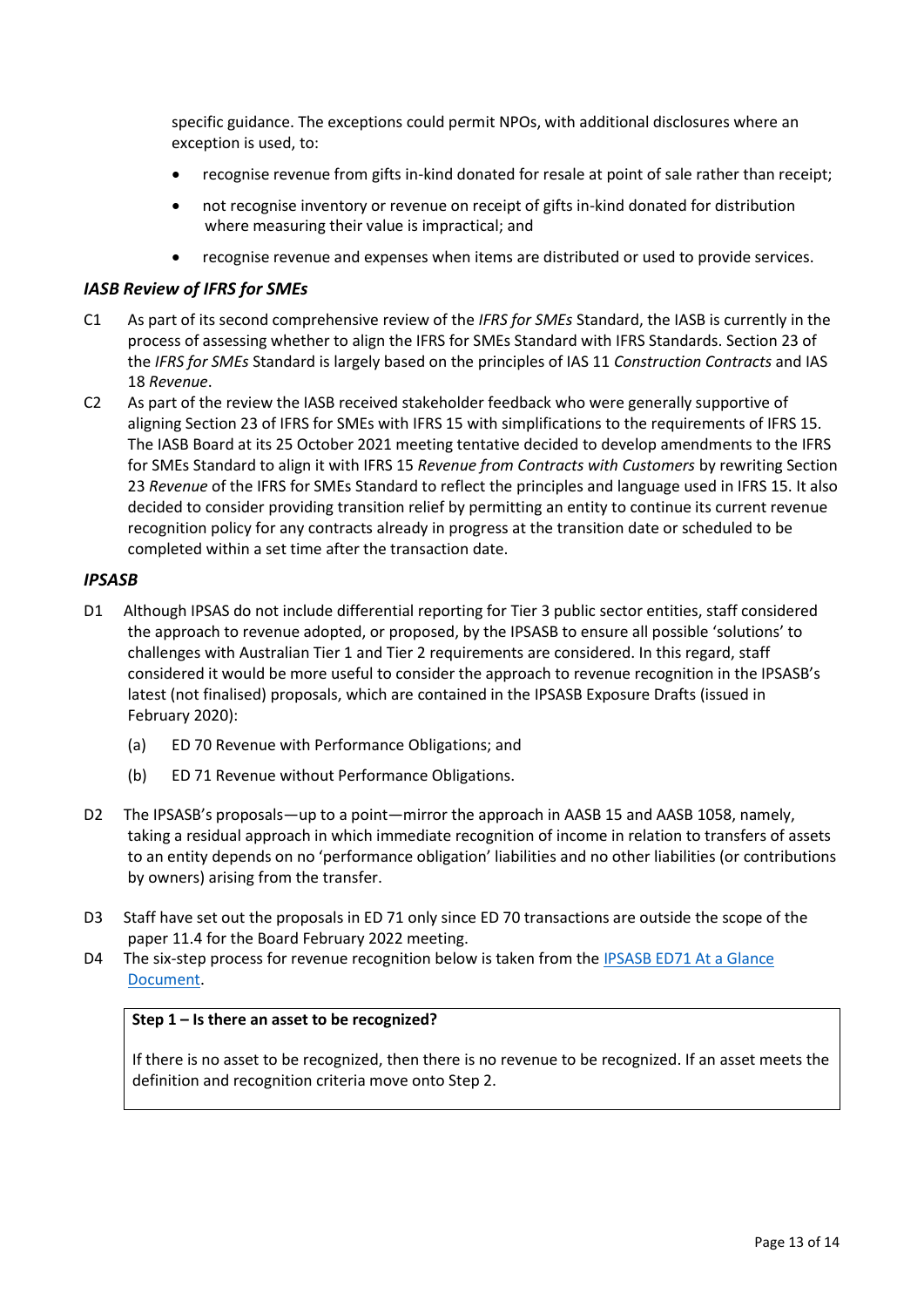specific guidance. The exceptions could permit NPOs, with additional disclosures where an exception is used, to:

- recognise revenue from gifts in-kind donated for resale at point of sale rather than receipt;
- not recognise inventory or revenue on receipt of gifts in-kind donated for distribution where measuring their value is impractical; and
- recognise revenue and expenses when items are distributed or used to provide services.

### *IASB Review of IFRS for SMEs*

C1 As part of its second comprehensive review of the *IFRS for SMEs* Standard, the IASB is currently in the process of assessing whether to align the IFRS for SMEs Standard with IFRS Standards. Section 23 of the *IFRS for SMEs* Standard is largely based on the principles of IAS 11 *Construction Contracts* and IAS 18 *Revenue*.

C2 As part of the review the IASB received stakeholder feedback who were generally supportive of aligning Section 23 of IFRS for SMEs with IFRS 15 with simplifications to the requirements of IFRS 15. The IASB Board at its 25 October 2021 meeting tentative decided to develop amendments to the IFRS for SMEs Standard to align it with IFRS 15 *Revenue from Contracts with Customers* by rewriting Section 23 *Revenue* of the IFRS for SMEs Standard to reflect the principles and language used in IFRS 15. It also decided to consider providing transition relief by permitting an entity to continue its current revenue recognition policy for any contracts already in progress at the transition date or scheduled to be completed within a set time after the transaction date.

### *IPSASB*

D1 Although IPSAS do not include differential reporting for Tier 3 public sector entities, staff considered the approach to revenue adopted, or proposed, by the IPSASB to ensure all possible 'solutions' to challenges with Australian Tier 1 and Tier 2 requirements are considered. In this regard, staff considered it would be more useful to consider the approach to revenue recognition in the IPSASB's latest (not finalised) proposals, which are contained in the IPSASB Exposure Drafts (issued in February 2020):

(a) ED 70 Revenue with Performance Obligations; and

(b) ED 71 Revenue without Performance Obligations.

D2 The IPSASB's proposals—up to a point—mirror the approach in AASB 15 and AASB 1058, namely, taking a residual approach in which immediate recognition of income in relation to transfers of assets to an entity depends on no 'performance obligation' liabilities and no other liabilities (or contributions by owners) arising from the transfer.

D3 Staff have set out the proposals in ED 71 only since ED 70 transactions are outside the scope of the paper 11.4 for the Board February 2022 meeting.

D4 The six-step process for revenue recognition below is taken from the IPSASB ED71 At a Glance Document.

**Step 1 – Is there an asset to be recognized?**

If there is no asset to be recognized, then there is no revenue to be recognized. If an asset meets the definition and recognition criteria move onto Step 2.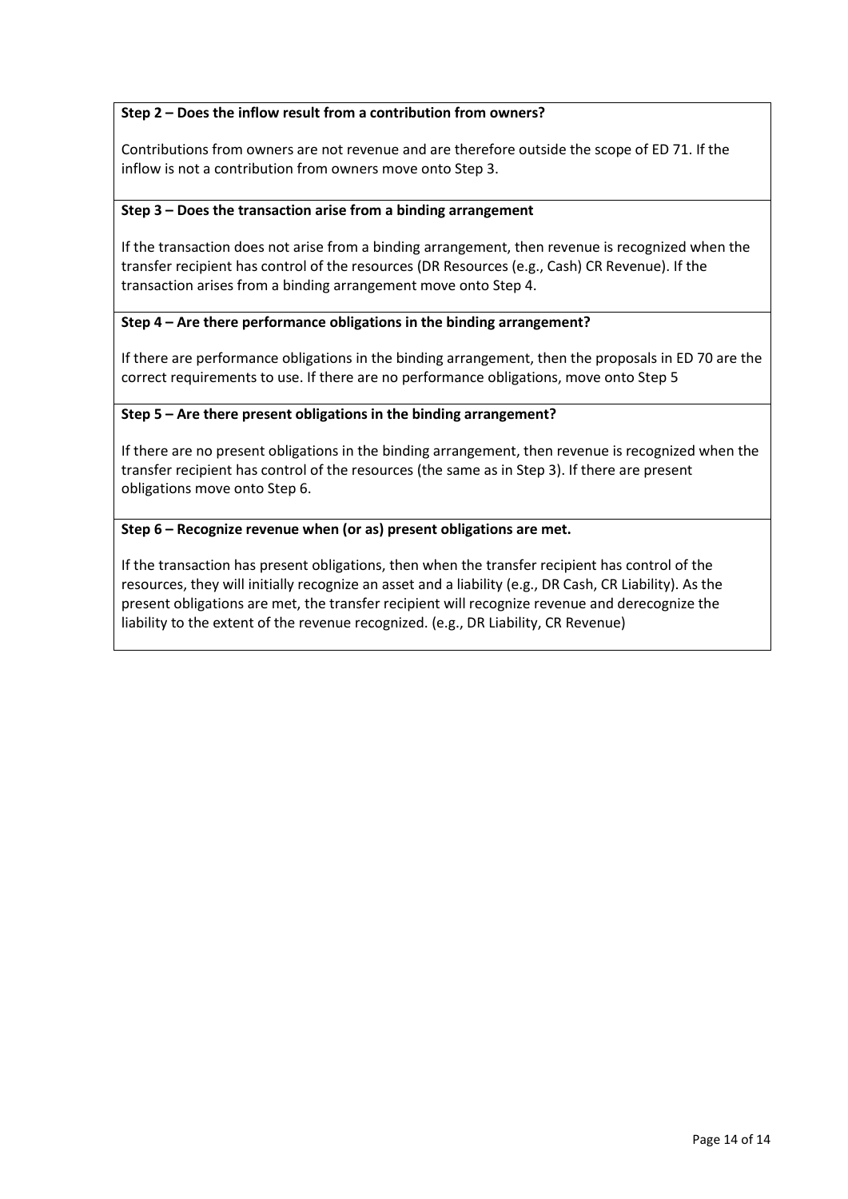**Step 2 – Does the inflow result from a contribution from owners?**

Contributions from owners are not revenue and are therefore outside the scope of ED 71. If the inflow is not a contribution from owners move onto Step 3.

**Step 3 – Does the transaction arise from a binding arrangement**

If the transaction does not arise from a binding arrangement, then revenue is recognized when the transfer recipient has control of the resources (DR Resources (e.g., Cash) CR Revenue). If the transaction arises from a binding arrangement move onto Step 4.

**Step 4 – Are there performance obligations in the binding arrangement?**

If there are performance obligations in the binding arrangement, then the proposals in ED 70 are the correct requirements to use. If there are no performance obligations, move onto Step 5

**Step 5 – Are there present obligations in the binding arrangement?**

If there are no present obligations in the binding arrangement, then revenue is recognized when the transfer recipient has control of the resources (the same as in Step 3). If there are present obligations move onto Step 6.

**Step 6 – Recognize revenue when (or as) present obligations are met.**

If the transaction has present obligations, then when the transfer recipient has control of the resources, they will initially recognize an asset and a liability (e.g., DR Cash, CR Liability). As the present obligations are met, the transfer recipient will recognize revenue and derecognize the liability to the extent of the revenue recognized. (e.g., DR Liability, CR Revenue)